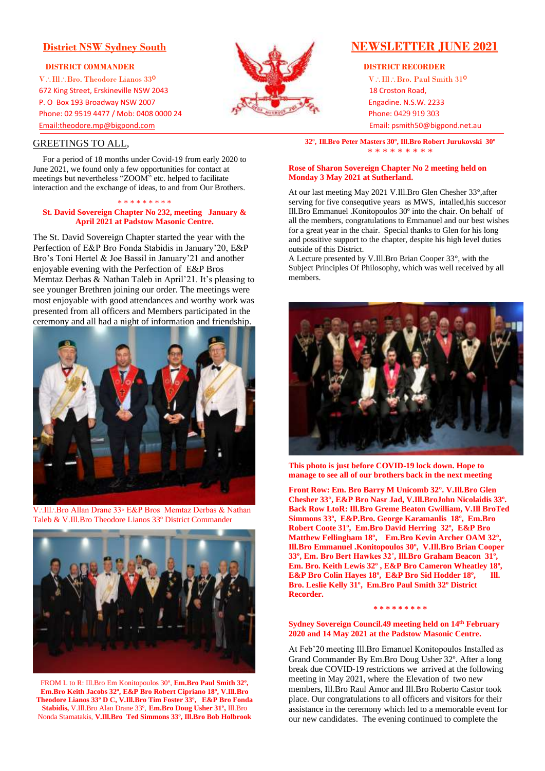**District NSW Sydney South**

**DISTRICT COMMANDER**
V∴Ill∴Bro. Theodore Lianos 33°
672 King Street, Erskineville NSW 2043
P. O Box 193 Broadway NSW 2007
Phone: 02 9519 4477 / Mob: 0408 0000 24
Email:theodore.mp@bigpond.com

# NEWSLETTER JUNE 2021

**DISTRICT RECORDER**
V∴Ill∴Bro. Paul Smith 31°
18 Croston Road,
Engadine. N.S.W. 2233
Phone: 0429 919 303
Email: psmith50@bigpond.net.au

## GREETINGS TO ALL,

For a period of 18 months under Covid-19 from early 2020 to June 2021, we found only a few opportunities for contact at meetings but nevertheless "ZOOM" etc. helped to facilitate interaction and the exchange of ideas, to and from Our Brothers.

\* \* \* \* \* \* \* \* \*

**St. David Sovereign Chapter No 232, meeting January & April 2021 at Padstow Masonic Centre.**

The St. David Sovereign Chapter started the year with the Perfection of E&P Bro Fonda Stabidis in January'20, E&P Bro's Toni Hertel & Joe Bassil in January'21 and another enjoyable evening with the Perfection of E&P Bros Memtaz Derbas & Nathan Taleb in April'21. It's pleasing to see younger Brethren joining our order. The meetings were most enjoyable with good attendances and worthy work was presented from all officers and Members participated in the ceremony and all had a night of information and friendship.

V∴Ill∴Bro Allan Drane 33° E&P Bros Memtaz Derbas & Nathan Taleb & V.Ill.Bro Theodore Lianos 33° District Commander

FROM L to R: Ill.Bro Em Konitopoulos 30°, **Em.Bro Paul Smith 32°, Em.Bro Keith Jacobs 32°, E&P Bro Robert Cipriano 18°, V.Ill.Bro Theodore Lianos 33° D C, V.Ill.Bro Tim Foster 33°, E&P Bro Fonda Stabidis,** V.Ill.Bro Alan Drane 33°, **Em.Bro Doug Usher 31°,** Ill.Bro Nonda Stamatakis, **V.Ill.Bro Ted Simmons 33°, Ill.Bro Bob Holbrook 32°, Ill.Bro Peter Masters 30°, Ill.Bro Robert Jurukovski 30°**

\* \* \* \* \* \* \* \* \*

**Rose of Sharon Sovereign Chapter No 2 meeting held on Monday 3 May 2021 at Sutherland.**

At our last meeting May 2021 V.Ill.Bro Glen Chesher 33°,after serving for five consequtive years as MWS, intalled,his succesor Ill.Bro Emmanuel .Konitopoulos 30° into the chair. On behalf of all the members, congratulations to Emmanuel and our best wishes for a great year in the chair. Special thanks to Glen for his long and possitive support to the chapter, despite his high level duties outside of this District.
A Lecture presented by V.Ill.Bro Brian Cooper 33°, with the Subject Principles Of Philosophy, which was well received by all members.

**This photo is just before COVID-19 lock down. Hope to manage to see all of our brothers back in the next meeting**

**Front Row: Em. Bro Barry M Unicomb 32°. V.Ill.Bro Glen Chesher 33°, E&P Bro Nasr Jad, V.Ill.BroJohn Nicolaidis 33°. Back Row LtoR: Ill.Bro Greme Beaton Gwilliam, V.Ill BroTed Simmons 33°, E&P.Bro. George Karamanlis 18°, Em.Bro Robert Coote 31°, Em.Bro David Herring 32°, E&P Bro Matthew Fellingham 18°, Em.Bro Kevin Archer OAM 32°, Ill.Bro Emmanuel .Konitopoulos 30°, V.Ill.Bro Brian Cooper 33°, Em. Bro Bert Hawkes 32°, Ill.Bro Graham Beacon 31°, Em. Bro. Keith Lewis 32° , E&P Bro Cameron Wheatley 18°, E&P Bro Colin Hayes 18°, E&P Bro Sid Hodder 18°, Ill. Bro. Leslie Kelly 31°, Em.Bro Paul Smith 32° District Recorder.**

\* \* \* \* \* \* \* \* \*

**Sydney Sovereign Council.49 meeting held on 14th February 2020 and 14 May 2021 at the Padstow Masonic Centre.**

At Feb'20 meeting Ill.Bro Emanuel Konitopoulos Installed as Grand Commander By Em.Bro Doug Usher 32°. After a long break due COVID-19 restrictions we arrived at the following meeting in May 2021, where the Elevation of two new members, Ill.Bro Raul Amor and Ill.Bro Roberto Castor took place. Our congratulations to all officers and visitors for their assistance in the ceremony which led to a memorable event for our new candidates. The evening continued to complete the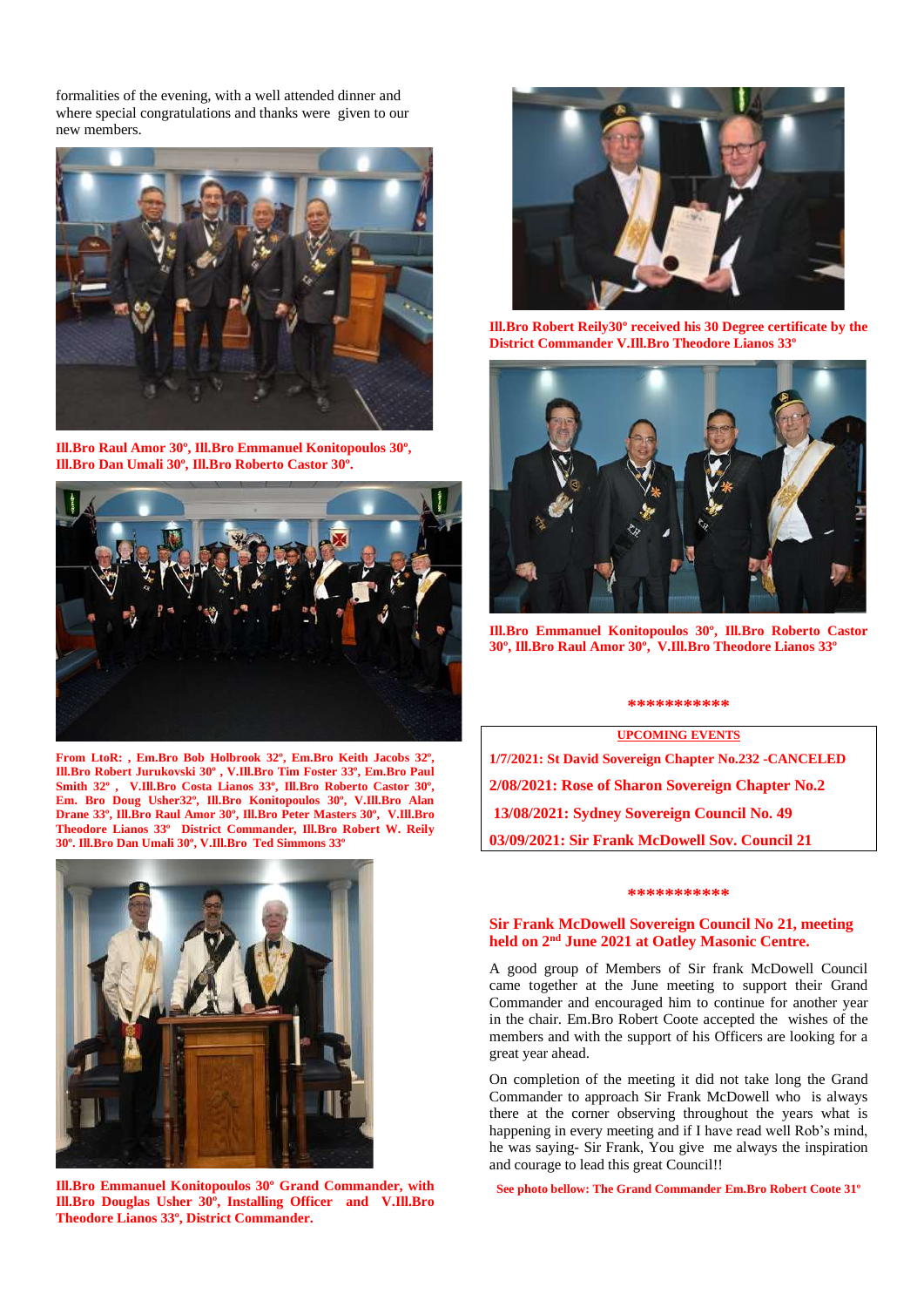formalities of the evening, with a well attended dinner and where special congratulations and thanks were given to our new members.

**Ill.Bro Raul Amor 30º, Ill.Bro Emmanuel Konitopoulos 30º, Ill.Bro Dan Umali 30º, Ill.Bro Roberto Castor 30º.**

**From LtoR: , Em.Bro Bob Holbrook 32º, Em.Bro Keith Jacobs 32º, Ill.Bro Robert Jurukovski 30º , V.Ill.Bro Tim Foster 33º, Em.Bro Paul Smith 32º , V.Ill.Bro Costa Lianos 33º, Ill.Bro Roberto Castor 30º, Em. Bro Doug Usher32º, Ill.Bro Konitopoulos 30º, V.Ill.Bro Alan Drane 33º, Ill.Bro Raul Amor 30º, Ill.Bro Peter Masters 30º, V.Ill.Bro Theodore Lianos 33º District Commander, Ill.Bro Robert W. Reily 30º. Ill.Bro Dan Umali 30º, V.Ill.Bro Ted Simmons 33º**

**Ill.Bro Emmanuel Konitopoulos 30º Grand Commander, with Ill.Bro Douglas Usher 30º, Installing Officer and V.Ill.Bro Theodore Lianos 33º, District Commander.**

**Ill.Bro Robert Reily30º received his 30 Degree certificate by the District Commander V.Ill.Bro Theodore Lianos 33º**

**Ill.Bro Emmanuel Konitopoulos 30º, Ill.Bro Roberto Castor 30º, Ill.Bro Raul Amor 30º, V.Ill.Bro Theodore Lianos 33º**

***********

**UPCOMING EVENTS**

**1/7/2021: St David Sovereign Chapter No.232 -CANCELED**

**2/08/2021: Rose of Sharon Sovereign Chapter No.2**

**13/08/2021: Sydney Sovereign Council No. 49**

**03/09/2021: Sir Frank McDowell Sov. Council 21**

***********

## Sir Frank McDowell Sovereign Council No 21, meeting held on 2nd June 2021 at Oatley Masonic Centre.

A good group of Members of Sir frank McDowell Council came together at the June meeting to support their Grand Commander and encouraged him to continue for another year in the chair. Em.Bro Robert Coote accepted the wishes of the members and with the support of his Officers are looking for a great year ahead.

On completion of the meeting it did not take long the Grand Commander to approach Sir Frank McDowell who is always there at the corner observing throughout the years what is happening in every meeting and if I have read well Rob's mind, he was saying- Sir Frank, You give me always the inspiration and courage to lead this great Council!!

**See photo bellow: The Grand Commander Em.Bro Robert Coote 31º**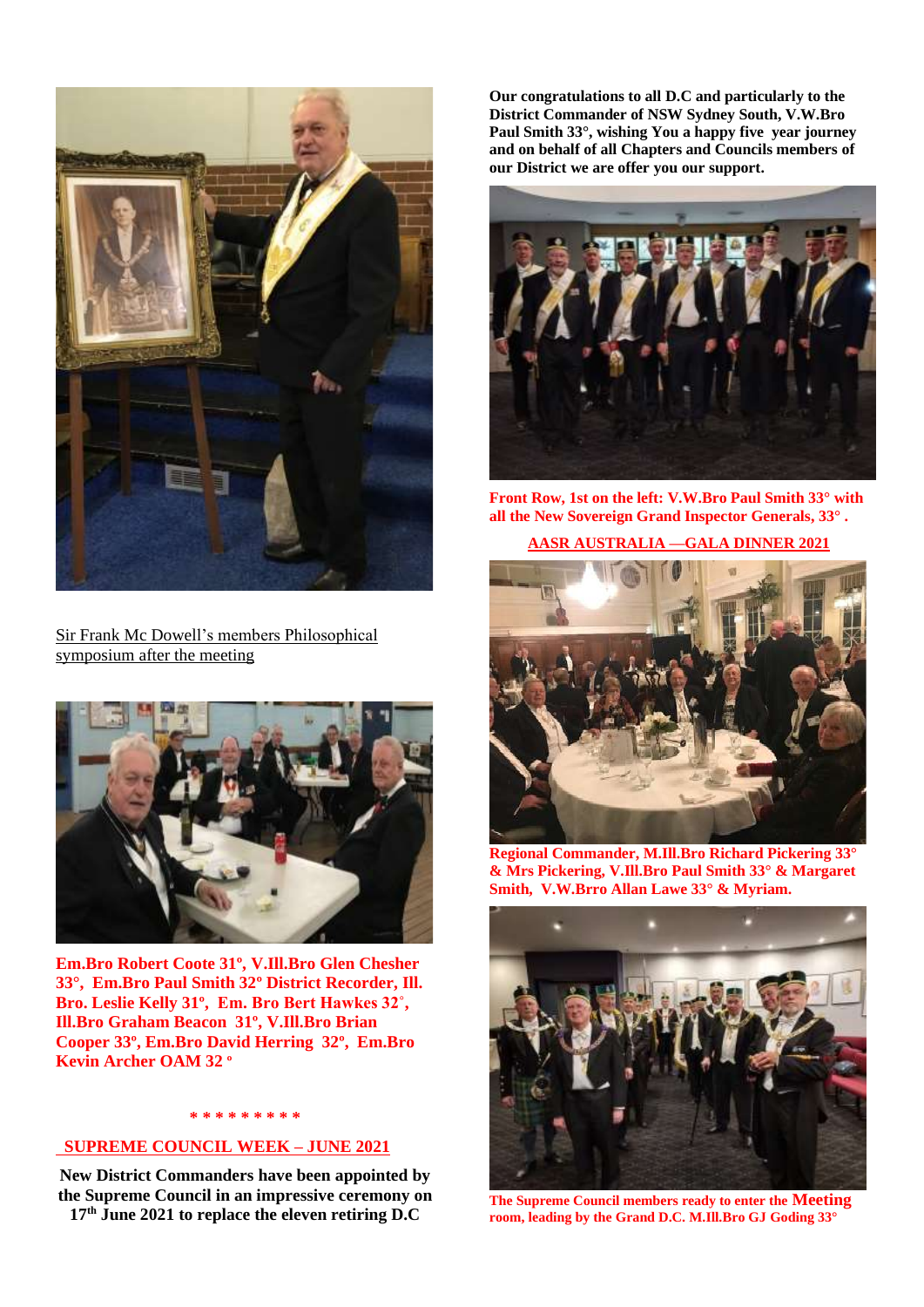Sir Frank Mc Dowell's members Philosophical symposium after the meeting

**Em.Bro Robert Coote 31º, V.Ill.Bro Glen Chesher 33°, Em.Bro Paul Smith 32º District Recorder, Ill. Bro. Leslie Kelly 31º, Em. Bro Bert Hawkes 32˚, Ill.Bro Graham Beacon 31º, V.Ill.Bro Brian Cooper 33º, Em.Bro David Herring 32º, Em.Bro Kevin Archer OAM 32 º**

\* \* \* \* \* \* \* \* \*

## SUPREME COUNCIL WEEK – JUNE 2021

**New District Commanders have been appointed by the Supreme Council in an impressive ceremony on 17th June 2021 to replace the eleven retiring D.C**

**Our congratulations to all D.C and particularly to the District Commander of NSW Sydney South, V.W.Bro Paul Smith 33°, wishing You a happy five year journey and on behalf of all Chapters and Councils members of our District we are offer you our support.**

**Front Row, 1st on the left: V.W.Bro Paul Smith 33° with all the New Sovereign Grand Inspector Generals, 33° .**

## AASR AUSTRALIA —GALA DINNER 2021

**Regional Commander, M.Ill.Bro Richard Pickering 33° & Mrs Pickering, V.Ill.Bro Paul Smith 33° & Margaret Smith, V.W.Brro Allan Lawe 33° & Myriam.**

**The Supreme Council members ready to enter the Meeting room, leading by the Grand D.C. M.Ill.Bro GJ Goding 33°**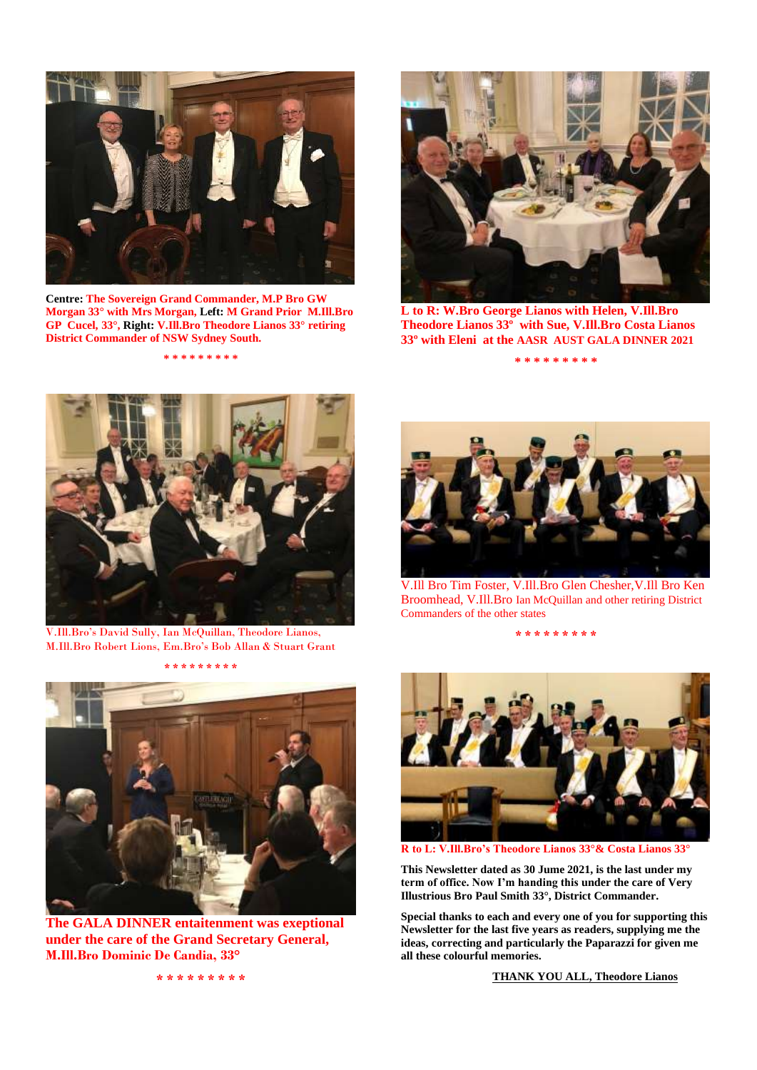**Centre: The Sovereign Grand Commander, M.P Bro GW Morgan 33° with Mrs Morgan, Left: M Grand Prior M.Ill.Bro GP Cucel, 33°, Right: V.Ill.Bro Theodore Lianos 33° retiring District Commander of NSW Sydney South.**

\* \* \* \* \* \* \* \* \*

**L to R: W.Bro George Lianos with Helen, V.Ill.Bro Theodore Lianos 33º with Sue, V.Ill.Bro Costa Lianos 33º with Eleni at the AASR AUST GALA DINNER 2021**

\* \* \* \* \* \* \* \* \*

V.Ill.Bro's David Sully, Ian McQuillan, Theodore Lianos, M.Ill.Bro Robert Lions, Em.Bro's Bob Allan & Stuart Grant

\* \* \* \* \* \* \* \* \*

V.Ill Bro Tim Foster, V.Ill.Bro Glen Chesher, V.Ill Bro Ken Broomhead, V.Ill.Bro Ian McQuillan and other retiring District Commanders of the other states

\* \* \* \* \* \* \* \* \*

**The GALA DINNER entaitenment was exeptional under the care of the Grand Secretary General, M.Ill.Bro Dominic De Candia, 33°**

\* \* \* \* \* \* \* \* \*

**R to L: V.Ill.Bro's Theodore Lianos 33°& Costa Lianos 33°**

**This Newsletter dated as 30 Jume 2021, is the last under my term of office. Now I'm handing this under the care of Very Illustrious Bro Paul Smith 33°, District Commander.**

**Special thanks to each and every one of you for supporting this Newsletter for the last five years as readers, supplying me the ideas, correcting and particularly the Paparazzi for given me all these colourful memories.**

**THANK YOU ALL, Theodore Lianos**